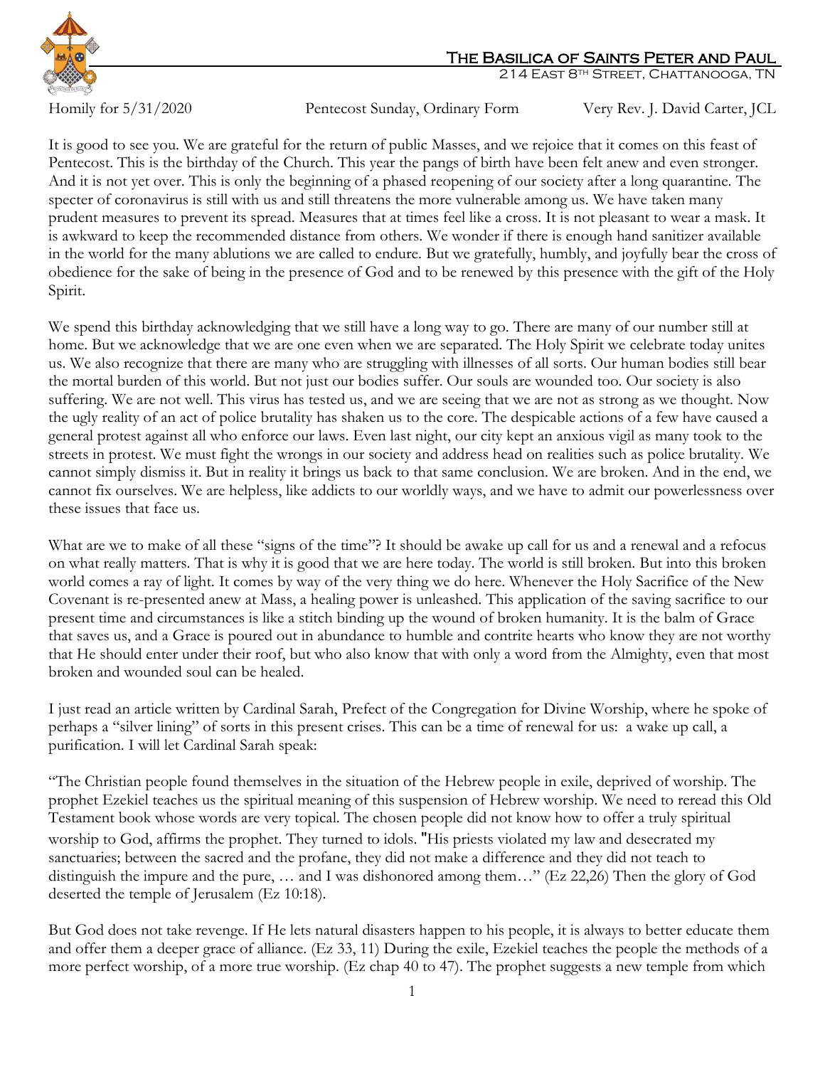# The Basilica of Saints Peter and Paul

214 East 8th Street, Chattanooga, TN

Homily for 5/31/2020 Pentecost Sunday, Ordinary Form Very Rev. J. David Carter, JCL

It is good to see you. We are grateful for the return of public Masses, and we rejoice that it comes on this feast of Pentecost. This is the birthday of the Church. This year the pangs of birth have been felt anew and even stronger. And it is not yet over. This is only the beginning of a phased reopening of our society after a long quarantine. The specter of coronavirus is still with us and still threatens the more vulnerable among us. We have taken many prudent measures to prevent its spread. Measures that at times feel like a cross. It is not pleasant to wear a mask. It is awkward to keep the recommended distance from others. We wonder if there is enough hand sanitizer available in the world for the many ablutions we are called to endure. But we gratefully, humbly, and joyfully bear the cross of obedience for the sake of being in the presence of God and to be renewed by this presence with the gift of the Holy Spirit.

We spend this birthday acknowledging that we still have a long way to go. There are many of our number still at home. But we acknowledge that we are one even when we are separated. The Holy Spirit we celebrate today unites us. We also recognize that there are many who are struggling with illnesses of all sorts. Our human bodies still bear the mortal burden of this world. But not just our bodies suffer. Our souls are wounded too. Our society is also suffering. We are not well. This virus has tested us, and we are seeing that we are not as strong as we thought. Now the ugly reality of an act of police brutality has shaken us to the core. The despicable actions of a few have caused a general protest against all who enforce our laws. Even last night, our city kept an anxious vigil as many took to the streets in protest. We must fight the wrongs in our society and address head on realities such as police brutality. We cannot simply dismiss it. But in reality it brings us back to that same conclusion. We are broken. And in the end, we cannot fix ourselves. We are helpless, like addicts to our worldly ways, and we have to admit our powerlessness over these issues that face us.

What are we to make of all these "signs of the time"? It should be awake up call for us and a renewal and a refocus on what really matters. That is why it is good that we are here today. The world is still broken. But into this broken world comes a ray of light. It comes by way of the very thing we do here. Whenever the Holy Sacrifice of the New Covenant is re-presented anew at Mass, a healing power is unleashed. This application of the saving sacrifice to our present time and circumstances is like a stitch binding up the wound of broken humanity. It is the balm of Grace that saves us, and a Grace is poured out in abundance to humble and contrite hearts who know they are not worthy that He should enter under their roof, but who also know that with only a word from the Almighty, even that most broken and wounded soul can be healed.

I just read an article written by Cardinal Sarah, Prefect of the Congregation for Divine Worship, where he spoke of perhaps a "silver lining" of sorts in this present crises. This can be a time of renewal for us: a wake up call, a purification. I will let Cardinal Sarah speak:

"The Christian people found themselves in the situation of the Hebrew people in exile, deprived of worship. The prophet Ezekiel teaches us the spiritual meaning of this suspension of Hebrew worship. We need to reread this Old Testament book whose words are very topical. The chosen people did not know how to offer a truly spiritual worship to God, affirms the prophet. They turned to idols. "His priests violated my law and desecrated my sanctuaries; between the sacred and the profane, they did not make a difference and they did not teach to distinguish the impure and the pure, … and I was dishonored among them…" (Ez 22,26) Then the glory of God deserted the temple of Jerusalem (Ez 10:18).

But God does not take revenge. If He lets natural disasters happen to his people, it is always to better educate them and offer them a deeper grace of alliance. (Ez 33, 11) During the exile, Ezekiel teaches the people the methods of a more perfect worship, of a more true worship. (Ez chap 40 to 47). The prophet suggests a new temple from which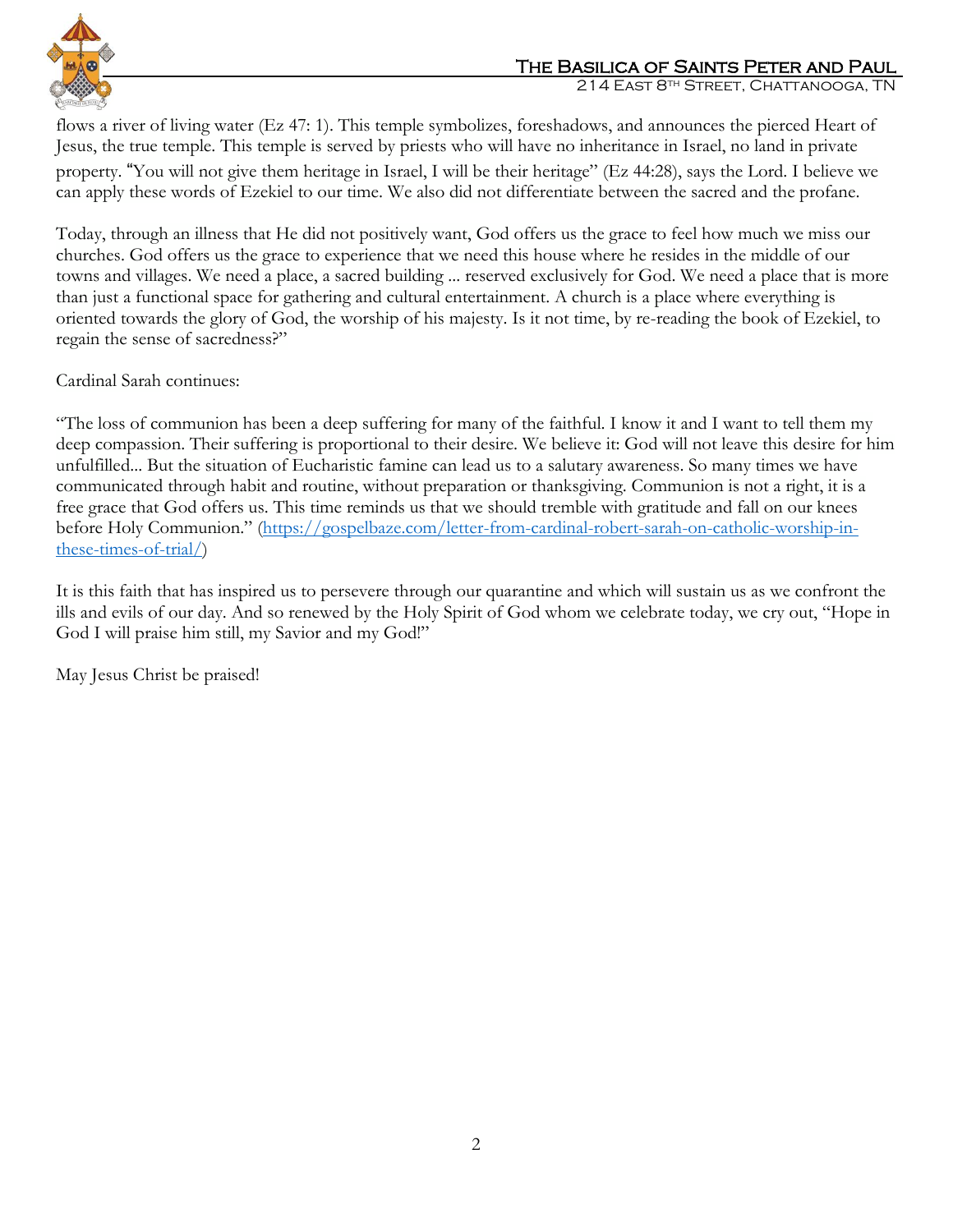flows a river of living water (Ez 47: 1). This temple symbolizes, foreshadows, and announces the pierced Heart of Jesus, the true temple. This temple is served by priests who will have no inheritance in Israel, no land in private property. "You will not give them heritage in Israel, I will be their heritage" (Ez 44:28), says the Lord. I believe we can apply these words of Ezekiel to our time. We also did not differentiate between the sacred and the profane.

Today, through an illness that He did not positively want, God offers us the grace to feel how much we miss our churches. God offers us the grace to experience that we need this house where he resides in the middle of our towns and villages. We need a place, a sacred building ... reserved exclusively for God. We need a place that is more than just a functional space for gathering and cultural entertainment. A church is a place where everything is oriented towards the glory of God, the worship of his majesty. Is it not time, by re-reading the book of Ezekiel, to regain the sense of sacredness?"

Cardinal Sarah continues:

"The loss of communion has been a deep suffering for many of the faithful. I know it and I want to tell them my deep compassion. Their suffering is proportional to their desire. We believe it: God will not leave this desire for him unfulfilled... But the situation of Eucharistic famine can lead us to a salutary awareness. So many times we have communicated through habit and routine, without preparation or thanksgiving. Communion is not a right, it is a free grace that God offers us. This time reminds us that we should tremble with gratitude and fall on our knees before Holy Communion." (https://gospelbaze.com/letter-from-cardinal-robert-sarah-on-catholic-worship-in-these-times-of-trial/)

It is this faith that has inspired us to persevere through our quarantine and which will sustain us as we confront the ills and evils of our day. And so renewed by the Holy Spirit of God whom we celebrate today, we cry out, "Hope in God I will praise him still, my Savior and my God!"

May Jesus Christ be praised!